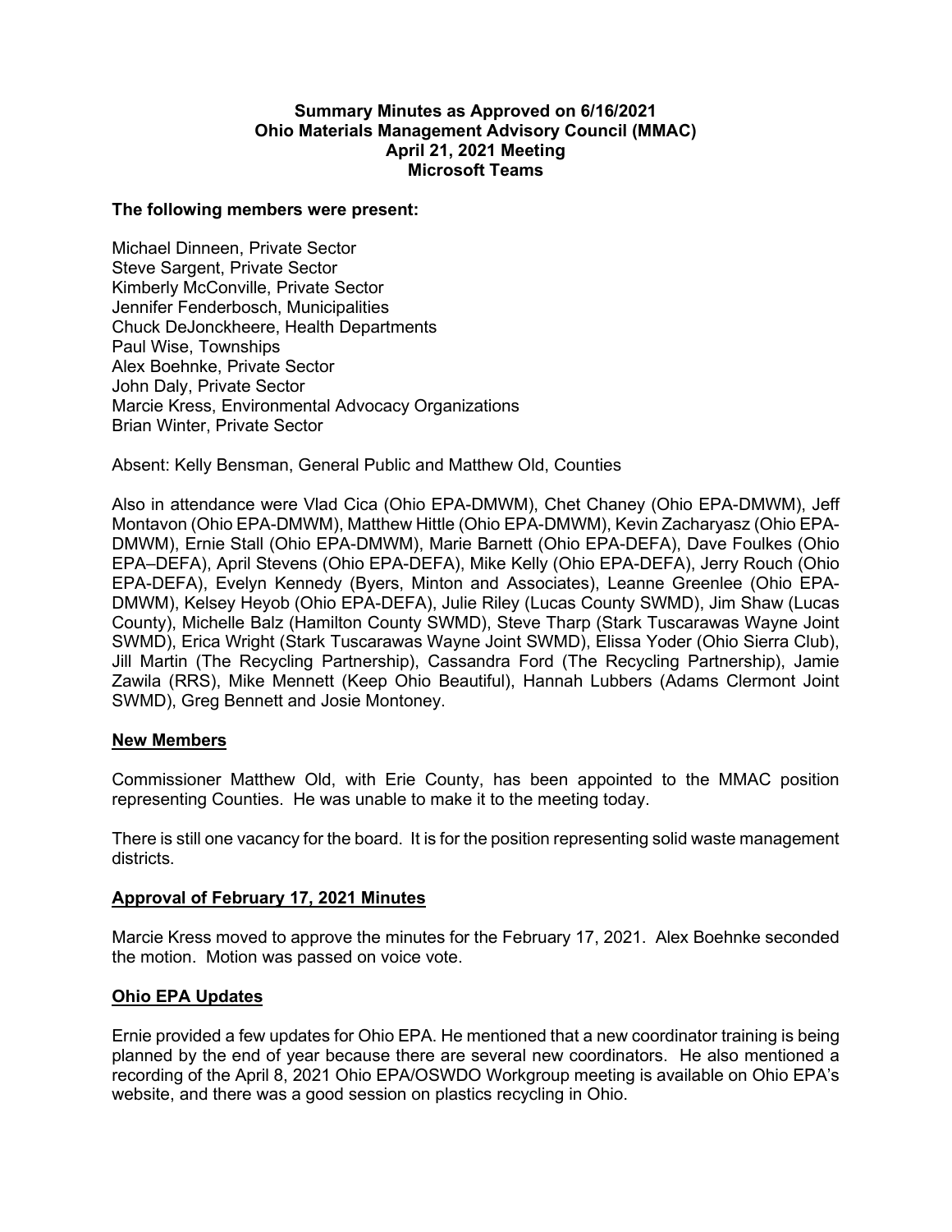**Summary Minutes as Approved on 6/16/2021**
**Ohio Materials Management Advisory Council (MMAC)**
**April 21, 2021 Meeting**
**Microsoft Teams**

**The following members were present:**

Michael Dinneen, Private Sector
Steve Sargent, Private Sector
Kimberly McConville, Private Sector
Jennifer Fenderbosch, Municipalities
Chuck DeJonckheere, Health Departments
Paul Wise, Townships
Alex Boehnke, Private Sector
John Daly, Private Sector
Marcie Kress, Environmental Advocacy Organizations
Brian Winter, Private Sector

Absent: Kelly Bensman, General Public and Matthew Old, Counties

Also in attendance were Vlad Cica (Ohio EPA-DMWM), Chet Chaney (Ohio EPA-DMWM), Jeff Montavon (Ohio EPA-DMWM), Matthew Hittle (Ohio EPA-DMWM), Kevin Zacharyasz (Ohio EPA-DMWM), Ernie Stall (Ohio EPA-DMWM), Marie Barnett (Ohio EPA-DEFA), Dave Foulkes (Ohio EPA–DEFA), April Stevens (Ohio EPA-DEFA), Mike Kelly (Ohio EPA-DEFA), Jerry Rouch (Ohio EPA-DEFA), Evelyn Kennedy (Byers, Minton and Associates), Leanne Greenlee (Ohio EPA-DMWM), Kelsey Heyob (Ohio EPA-DEFA), Julie Riley (Lucas County SWMD), Jim Shaw (Lucas County), Michelle Balz (Hamilton County SWMD), Steve Tharp (Stark Tuscarawas Wayne Joint SWMD), Erica Wright (Stark Tuscarawas Wayne Joint SWMD), Elissa Yoder (Ohio Sierra Club), Jill Martin (The Recycling Partnership), Cassandra Ford (The Recycling Partnership), Jamie Zawila (RRS), Mike Mennett (Keep Ohio Beautiful), Hannah Lubbers (Adams Clermont Joint SWMD), Greg Bennett and Josie Montoney.

## New Members

Commissioner Matthew Old, with Erie County, has been appointed to the MMAC position representing Counties. He was unable to make it to the meeting today.

There is still one vacancy for the board. It is for the position representing solid waste management districts.

## Approval of February 17, 2021 Minutes

Marcie Kress moved to approve the minutes for the February 17, 2021. Alex Boehnke seconded the motion. Motion was passed on voice vote.

## Ohio EPA Updates

Ernie provided a few updates for Ohio EPA. He mentioned that a new coordinator training is being planned by the end of year because there are several new coordinators. He also mentioned a recording of the April 8, 2021 Ohio EPA/OSWDO Workgroup meeting is available on Ohio EPA's website, and there was a good session on plastics recycling in Ohio.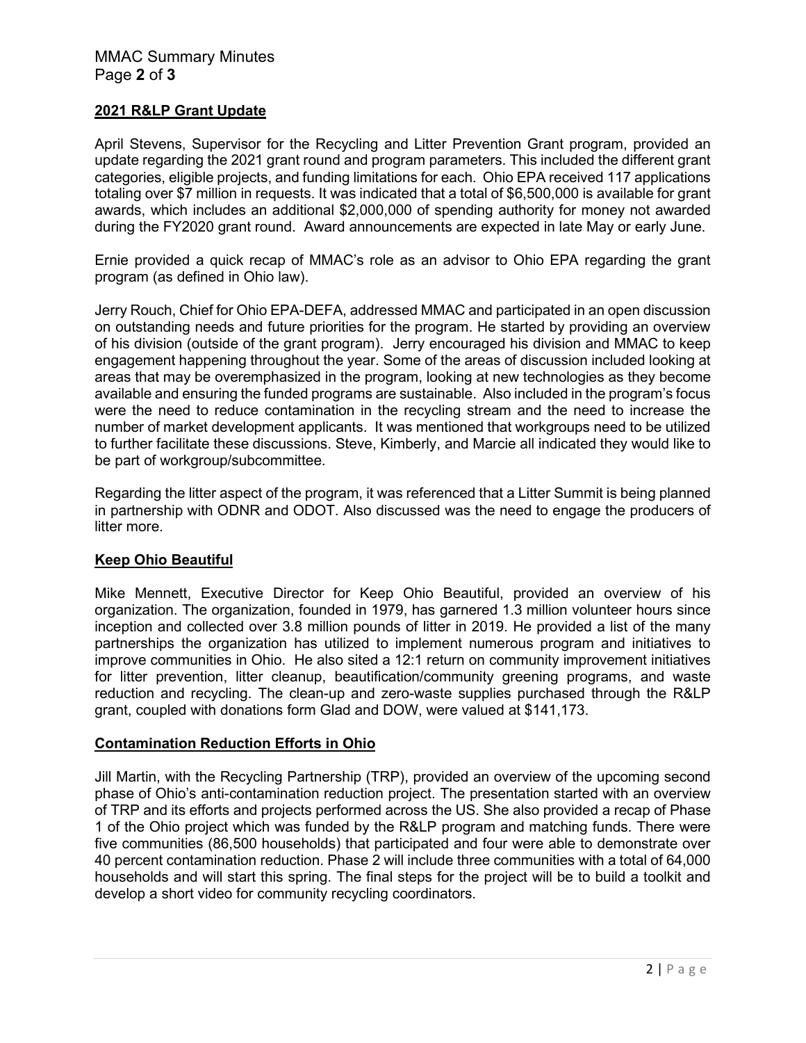## 2021 R&LP Grant Update

April Stevens, Supervisor for the Recycling and Litter Prevention Grant program, provided an update regarding the 2021 grant round and program parameters. This included the different grant categories, eligible projects, and funding limitations for each. Ohio EPA received 117 applications totaling over $7 million in requests. It was indicated that a total of $6,500,000 is available for grant awards, which includes an additional $2,000,000 of spending authority for money not awarded during the FY2020 grant round. Award announcements are expected in late May or early June.

Ernie provided a quick recap of MMAC's role as an advisor to Ohio EPA regarding the grant program (as defined in Ohio law).

Jerry Rouch, Chief for Ohio EPA-DEFA, addressed MMAC and participated in an open discussion on outstanding needs and future priorities for the program. He started by providing an overview of his division (outside of the grant program). Jerry encouraged his division and MMAC to keep engagement happening throughout the year. Some of the areas of discussion included looking at areas that may be overemphasized in the program, looking at new technologies as they become available and ensuring the funded programs are sustainable. Also included in the program's focus were the need to reduce contamination in the recycling stream and the need to increase the number of market development applicants. It was mentioned that workgroups need to be utilized to further facilitate these discussions. Steve, Kimberly, and Marcie all indicated they would like to be part of workgroup/subcommittee.

Regarding the litter aspect of the program, it was referenced that a Litter Summit is being planned in partnership with ODNR and ODOT. Also discussed was the need to engage the producers of litter more.

## Keep Ohio Beautiful

Mike Mennett, Executive Director for Keep Ohio Beautiful, provided an overview of his organization. The organization, founded in 1979, has garnered 1.3 million volunteer hours since inception and collected over 3.8 million pounds of litter in 2019. He provided a list of the many partnerships the organization has utilized to implement numerous program and initiatives to improve communities in Ohio. He also sited a 12:1 return on community improvement initiatives for litter prevention, litter cleanup, beautification/community greening programs, and waste reduction and recycling. The clean-up and zero-waste supplies purchased through the R&LP grant, coupled with donations form Glad and DOW, were valued at $141,173.

## Contamination Reduction Efforts in Ohio

Jill Martin, with the Recycling Partnership (TRP), provided an overview of the upcoming second phase of Ohio's anti-contamination reduction project. The presentation started with an overview of TRP and its efforts and projects performed across the US. She also provided a recap of Phase 1 of the Ohio project which was funded by the R&LP program and matching funds. There were five communities (86,500 households) that participated and four were able to demonstrate over 40 percent contamination reduction. Phase 2 will include three communities with a total of 64,000 households and will start this spring. The final steps for the project will be to build a toolkit and develop a short video for community recycling coordinators.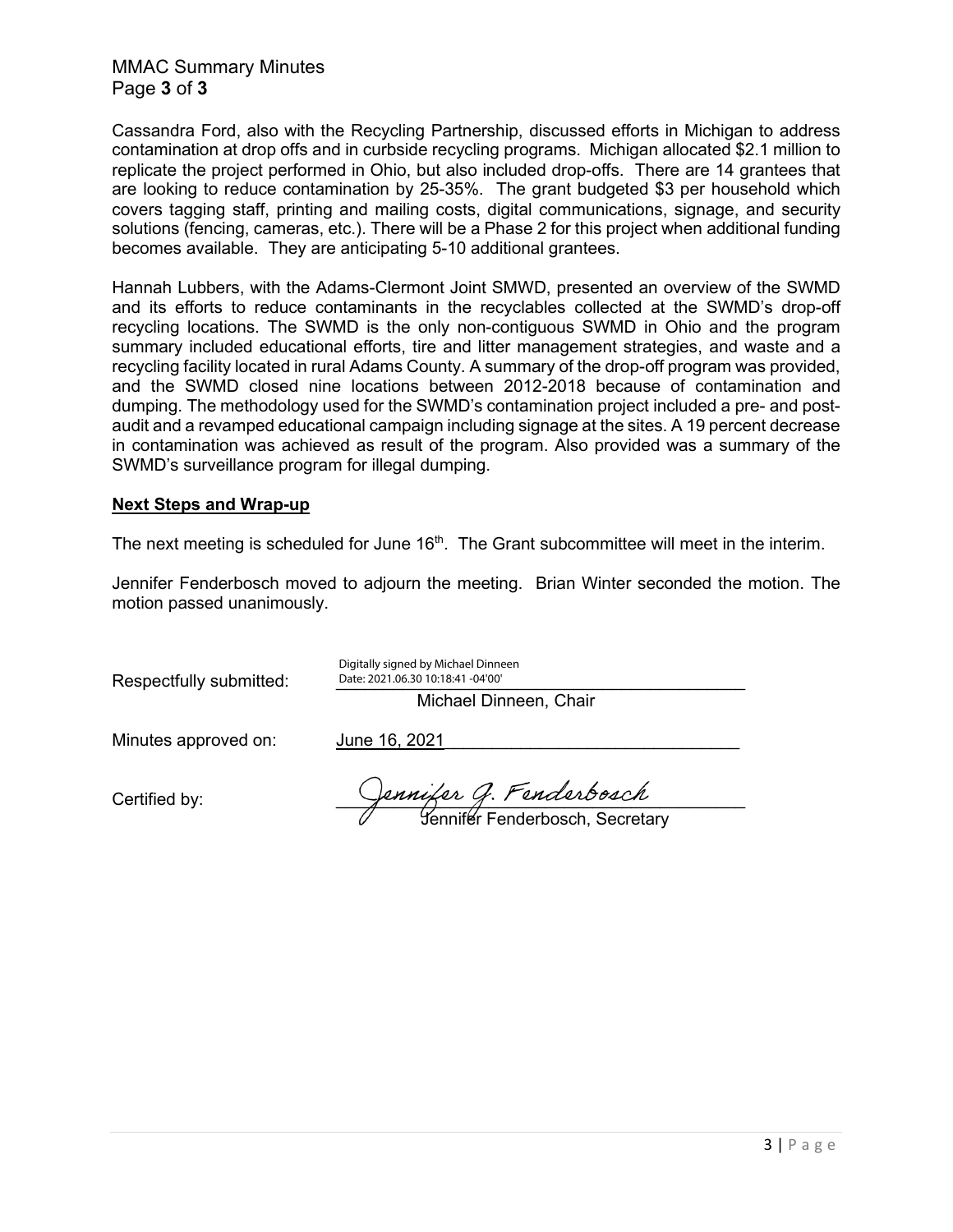Cassandra Ford, also with the Recycling Partnership, discussed efforts in Michigan to address contamination at drop offs and in curbside recycling programs. Michigan allocated $2.1 million to replicate the project performed in Ohio, but also included drop-offs. There are 14 grantees that are looking to reduce contamination by 25-35%. The grant budgeted $3 per household which covers tagging staff, printing and mailing costs, digital communications, signage, and security solutions (fencing, cameras, etc.). There will be a Phase 2 for this project when additional funding becomes available. They are anticipating 5-10 additional grantees.

Hannah Lubbers, with the Adams-Clermont Joint SMWD, presented an overview of the SWMD and its efforts to reduce contaminants in the recyclables collected at the SWMD's drop-off recycling locations. The SWMD is the only non-contiguous SWMD in Ohio and the program summary included educational efforts, tire and litter management strategies, and waste and a recycling facility located in rural Adams County. A summary of the drop-off program was provided, and the SWMD closed nine locations between 2012-2018 because of contamination and dumping. The methodology used for the SWMD's contamination project included a pre- and post-audit and a revamped educational campaign including signage at the sites. A 19 percent decrease in contamination was achieved as result of the program. Also provided was a summary of the SWMD's surveillance program for illegal dumping.

**Next Steps and Wrap-up**

The next meeting is scheduled for June 16th. The Grant subcommittee will meet in the interim.

Jennifer Fenderbosch moved to adjourn the meeting. Brian Winter seconded the motion. The motion passed unanimously.

Respectfully submitted: Digitally signed by Michael Dinneen
Date: 2021.06.30 10:18:41 -04'00'
Michael Dinneen, Chair

Minutes approved on: June 16, 2021

Certified by: Jennifer G. Fenderbosch
Jennifer Fenderbosch, Secretary